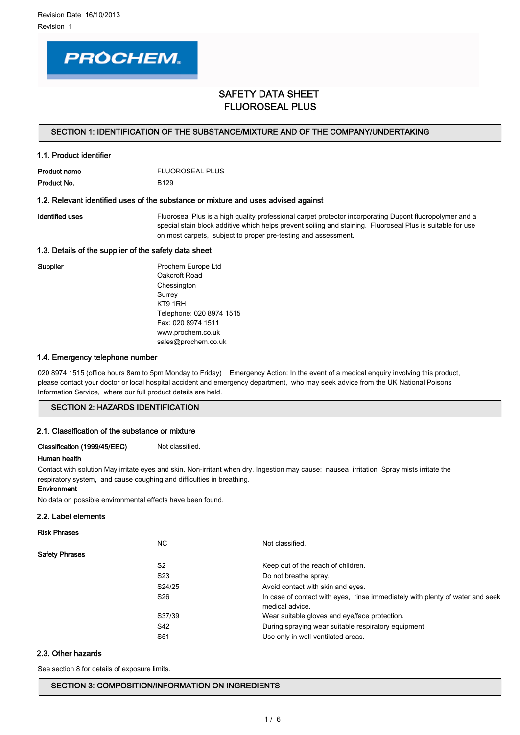Revision Date 16/10/2013

Revision 1

PROCHEM

# SAFETY DATA SHEET
# FLUOROSEAL PLUS

## SECTION 1: IDENTIFICATION OF THE SUBSTANCE/MIXTURE AND OF THE COMPANY/UNDERTAKING

### 1.1. Product identifier

**Product name** FLUOROSEAL PLUS

**Product No.** B129

### 1.2. Relevant identified uses of the substance or mixture and uses advised against

**Identified uses** Fluoroseal Plus is a high quality professional carpet protector incorporating Dupont fluoropolymer and a special stain block additive which helps prevent soiling and staining. Fluoroseal Plus is suitable for use on most carpets, subject to proper pre-testing and assessment.

### 1.3. Details of the supplier of the safety data sheet

**Supplier**

Prochem Europe Ltd
Oakcroft Road
Chessington
Surrey
KT9 1RH
Telephone: 020 8974 1515
Fax: 020 8974 1511
www.prochem.co.uk
sales@prochem.co.uk

### 1.4. Emergency telephone number

020 8974 1515 (office hours 8am to 5pm Monday to Friday) Emergency Action: In the event of a medical enquiry involving this product, please contact your doctor or local hospital accident and emergency department, who may seek advice from the UK National Poisons Information Service, where our full product details are held.

## SECTION 2: HAZARDS IDENTIFICATION

### 2.1. Classification of the substance or mixture

**Classification (1999/45/EEC)** Not classified.

**Human health**

Contact with solution May irritate eyes and skin. Non-irritant when dry. Ingestion may cause: nausea irritation Spray mists irritate the respiratory system, and cause coughing and difficulties in breathing.

**Environment**

No data on possible environmental effects have been found.

### 2.2. Label elements

**Risk Phrases**

| | | |
|---|---|---|
| | NC | Not classified. |

**Safety Phrases**

| | | |
|---|---|---|
| | S2 | Keep out of the reach of children. |
| | S23 | Do not breathe spray. |
| | S24/25 | Avoid contact with skin and eyes. |
| | S26 | In case of contact with eyes, rinse immediately with plenty of water and seek medical advice. |
| | S37/39 | Wear suitable gloves and eye/face protection. |
| | S42 | During spraying wear suitable respiratory equipment. |
| | S51 | Use only in well-ventilated areas. |

### 2.3. Other hazards

See section 8 for details of exposure limits.

## SECTION 3: COMPOSITION/INFORMATION ON INGREDIENTS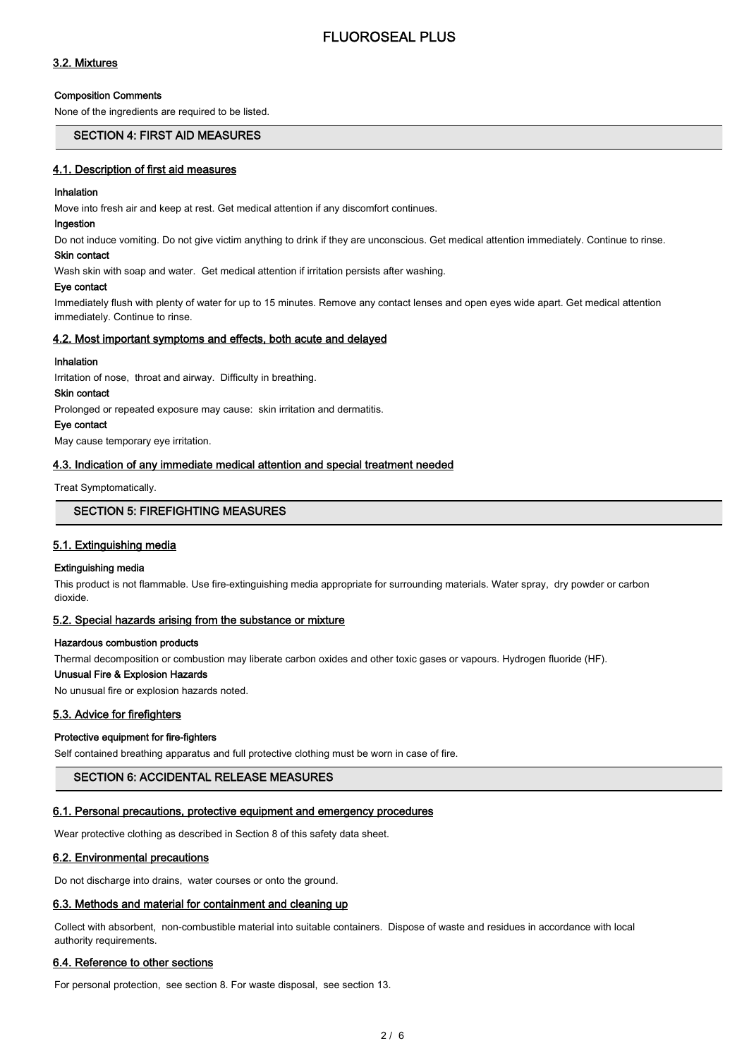### 3.2. Mixtures

**Composition Comments**

None of the ingredients are required to be listed.

## SECTION 4: FIRST AID MEASURES

### 4.1. Description of first aid measures

**Inhalation**

Move into fresh air and keep at rest. Get medical attention if any discomfort continues.

**Ingestion**

Do not induce vomiting. Do not give victim anything to drink if they are unconscious. Get medical attention immediately. Continue to rinse.

**Skin contact**

Wash skin with soap and water. Get medical attention if irritation persists after washing.

**Eye contact**

Immediately flush with plenty of water for up to 15 minutes. Remove any contact lenses and open eyes wide apart. Get medical attention immediately. Continue to rinse.

### 4.2. Most important symptoms and effects, both acute and delayed

**Inhalation**

Irritation of nose, throat and airway. Difficulty in breathing.

**Skin contact**

Prolonged or repeated exposure may cause: skin irritation and dermatitis.

**Eye contact**

May cause temporary eye irritation.

### 4.3. Indication of any immediate medical attention and special treatment needed

Treat Symptomatically.

## SECTION 5: FIREFIGHTING MEASURES

### 5.1. Extinguishing media

**Extinguishing media**

This product is not flammable. Use fire-extinguishing media appropriate for surrounding materials. Water spray, dry powder or carbon dioxide.

### 5.2. Special hazards arising from the substance or mixture

**Hazardous combustion products**

Thermal decomposition or combustion may liberate carbon oxides and other toxic gases or vapours. Hydrogen fluoride (HF).

**Unusual Fire & Explosion Hazards**

No unusual fire or explosion hazards noted.

### 5.3. Advice for firefighters

**Protective equipment for fire-fighters**

Self contained breathing apparatus and full protective clothing must be worn in case of fire.

## SECTION 6: ACCIDENTAL RELEASE MEASURES

### 6.1. Personal precautions, protective equipment and emergency procedures

Wear protective clothing as described in Section 8 of this safety data sheet.

### 6.2. Environmental precautions

Do not discharge into drains, water courses or onto the ground.

### 6.3. Methods and material for containment and cleaning up

Collect with absorbent, non-combustible material into suitable containers. Dispose of waste and residues in accordance with local authority requirements.

### 6.4. Reference to other sections

For personal protection, see section 8. For waste disposal, see section 13.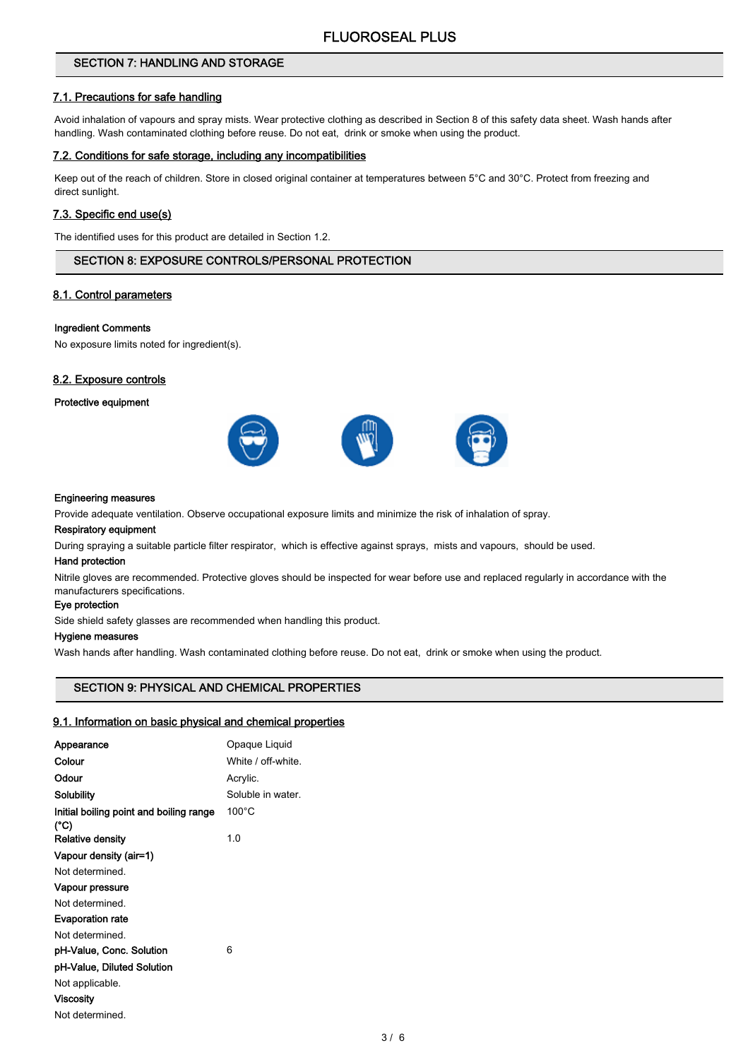## SECTION 7: HANDLING AND STORAGE

### 7.1. Precautions for safe handling

Avoid inhalation of vapours and spray mists. Wear protective clothing as described in Section 8 of this safety data sheet. Wash hands after handling. Wash contaminated clothing before reuse. Do not eat, drink or smoke when using the product.

### 7.2. Conditions for safe storage, including any incompatibilities

Keep out of the reach of children. Store in closed original container at temperatures between 5°C and 30°C. Protect from freezing and direct sunlight.

### 7.3. Specific end use(s)

The identified uses for this product are detailed in Section 1.2.

## SECTION 8: EXPOSURE CONTROLS/PERSONAL PROTECTION

### 8.1. Control parameters

**Ingredient Comments**

No exposure limits noted for ingredient(s).

### 8.2. Exposure controls

**Protective equipment**

**Engineering measures**

Provide adequate ventilation. Observe occupational exposure limits and minimize the risk of inhalation of spray.

**Respiratory equipment**

During spraying a suitable particle filter respirator, which is effective against sprays, mists and vapours, should be used.

**Hand protection**

Nitrile gloves are recommended. Protective gloves should be inspected for wear before use and replaced regularly in accordance with the manufacturers specifications.

**Eye protection**

Side shield safety glasses are recommended when handling this product.

**Hygiene measures**

Wash hands after handling. Wash contaminated clothing before reuse. Do not eat, drink or smoke when using the product.

## SECTION 9: PHYSICAL AND CHEMICAL PROPERTIES

### 9.1. Information on basic physical and chemical properties

| | |
|---|---|
| **Appearance** | Opaque Liquid |
| **Colour** | White / off-white. |
| **Odour** | Acrylic. |
| **Solubility** | Soluble in water. |
| **Initial boiling point and boiling range (°C)** | 100°C |
| **Relative density** | 1.0 |

**Vapour density (air=1)**

Not determined.

**Vapour pressure**

Not determined.

**Evaporation rate**

Not determined.

| | |
|---|---|
| **pH-Value, Conc. Solution** | 6 |

**pH-Value, Diluted Solution**

Not applicable.

**Viscosity**

Not determined.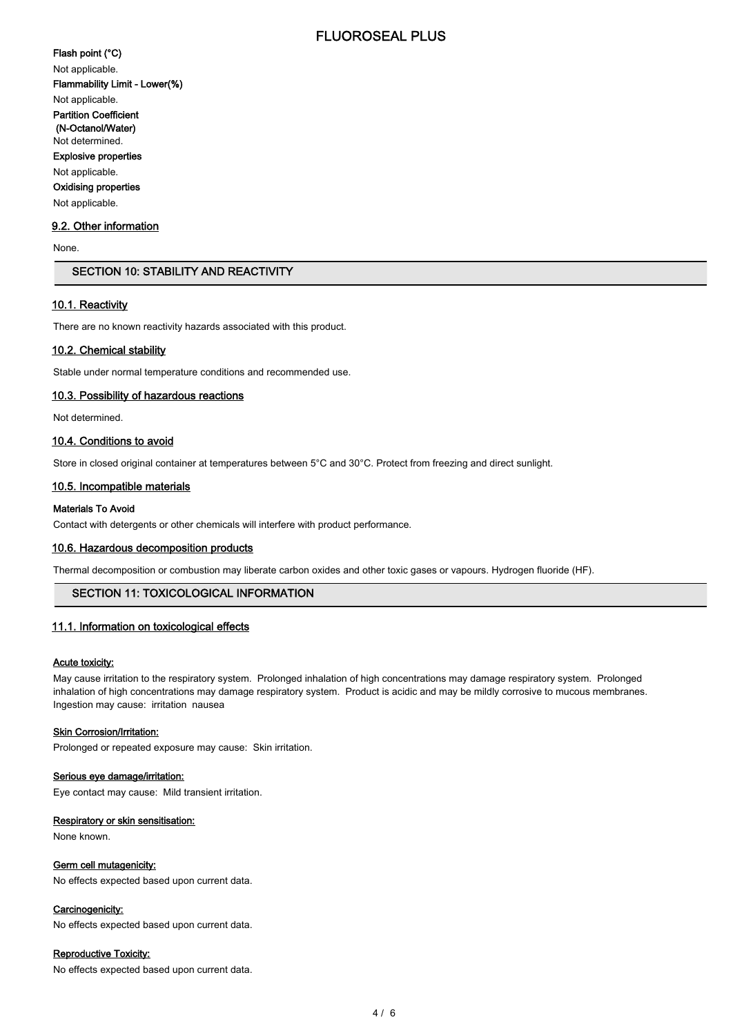**Flash point (°C)**

Not applicable.

**Flammability Limit - Lower(%)**

Not applicable.

**Partition Coefficient (N-Octanol/Water)**

Not determined.

**Explosive properties**

Not applicable.

**Oxidising properties**

Not applicable.

### 9.2. Other information

None.

## SECTION 10: STABILITY AND REACTIVITY

### 10.1. Reactivity

There are no known reactivity hazards associated with this product.

### 10.2. Chemical stability

Stable under normal temperature conditions and recommended use.

### 10.3. Possibility of hazardous reactions

Not determined.

### 10.4. Conditions to avoid

Store in closed original container at temperatures between 5°C and 30°C. Protect from freezing and direct sunlight.

### 10.5. Incompatible materials

**Materials To Avoid**

Contact with detergents or other chemicals will interfere with product performance.

### 10.6. Hazardous decomposition products

Thermal decomposition or combustion may liberate carbon oxides and other toxic gases or vapours. Hydrogen fluoride (HF).

## SECTION 11: TOXICOLOGICAL INFORMATION

### 11.1. Information on toxicological effects

**Acute toxicity:**

May cause irritation to the respiratory system. Prolonged inhalation of high concentrations may damage respiratory system. Prolonged inhalation of high concentrations may damage respiratory system. Product is acidic and may be mildly corrosive to mucous membranes. Ingestion may cause: irritation nausea

**Skin Corrosion/Irritation:**

Prolonged or repeated exposure may cause: Skin irritation.

**Serious eye damage/irritation:**

Eye contact may cause: Mild transient irritation.

**Respiratory or skin sensitisation:**

None known.

**Germ cell mutagenicity:**

No effects expected based upon current data.

**Carcinogenicity:**

No effects expected based upon current data.

**Reproductive Toxicity:**

No effects expected based upon current data.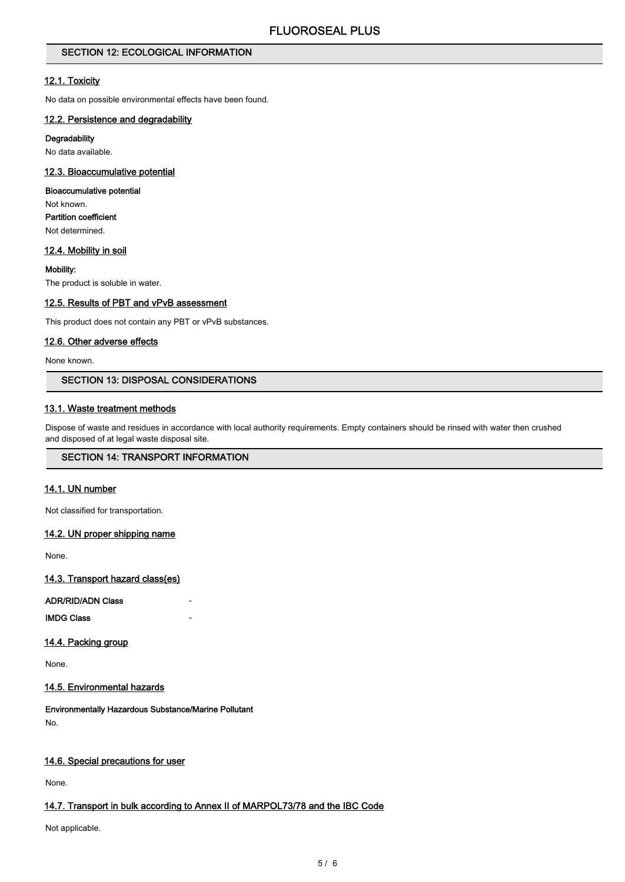## SECTION 12: ECOLOGICAL INFORMATION

### 12.1. Toxicity

No data on possible environmental effects have been found.

### 12.2. Persistence and degradability

**Degradability**

No data available.

### 12.3. Bioaccumulative potential

**Bioaccumulative potential**

Not known.

**Partition coefficient**

Not determined.

### 12.4. Mobility in soil

**Mobility:**

The product is soluble in water.

### 12.5. Results of PBT and vPvB assessment

This product does not contain any PBT or vPvB substances.

### 12.6. Other adverse effects

None known.

## SECTION 13: DISPOSAL CONSIDERATIONS

### 13.1. Waste treatment methods

Dispose of waste and residues in accordance with local authority requirements. Empty containers should be rinsed with water then crushed and disposed of at legal waste disposal site.

## SECTION 14: TRANSPORT INFORMATION

### 14.1. UN number

Not classified for transportation.

### 14.2. UN proper shipping name

None.

### 14.3. Transport hazard class(es)

**ADR/RID/ADN Class** -

**IMDG Class** -

### 14.4. Packing group

None.

### 14.5. Environmental hazards

**Environmentally Hazardous Substance/Marine Pollutant**

No.

### 14.6. Special precautions for user

None.

### 14.7. Transport in bulk according to Annex II of MARPOL73/78 and the IBC Code

Not applicable.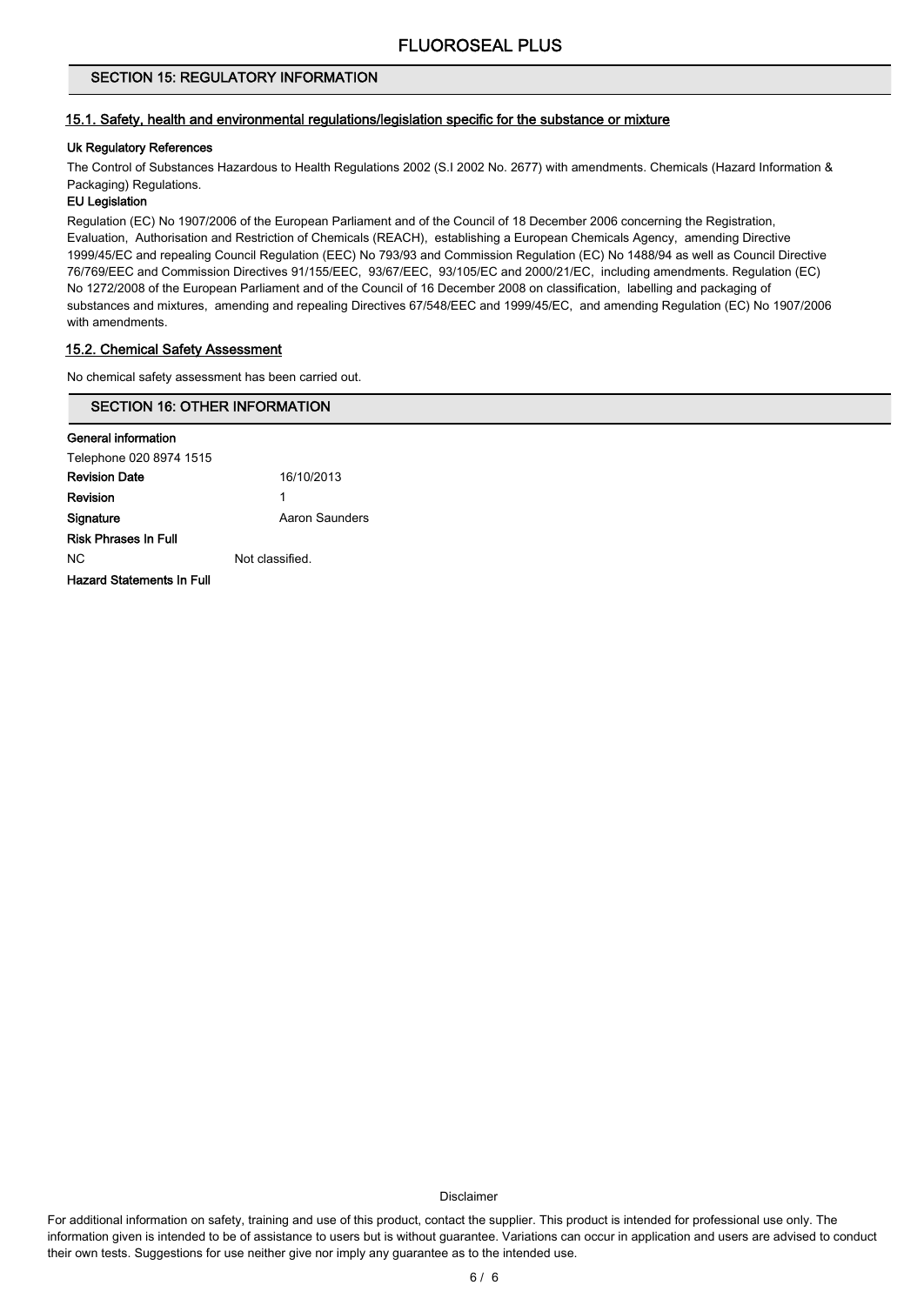## SECTION 15: REGULATORY INFORMATION

### 15.1. Safety, health and environmental regulations/legislation specific for the substance or mixture

**Uk Regulatory References**

The Control of Substances Hazardous to Health Regulations 2002 (S.I 2002 No. 2677) with amendments. Chemicals (Hazard Information & Packaging) Regulations.

**EU Legislation**

Regulation (EC) No 1907/2006 of the European Parliament and of the Council of 18 December 2006 concerning the Registration, Evaluation, Authorisation and Restriction of Chemicals (REACH), establishing a European Chemicals Agency, amending Directive 1999/45/EC and repealing Council Regulation (EEC) No 793/93 and Commission Regulation (EC) No 1488/94 as well as Council Directive 76/769/EEC and Commission Directives 91/155/EEC, 93/67/EEC, 93/105/EC and 2000/21/EC, including amendments. Regulation (EC) No 1272/2008 of the European Parliament and of the Council of 16 December 2008 on classification, labelling and packaging of substances and mixtures, amending and repealing Directives 67/548/EEC and 1999/45/EC, and amending Regulation (EC) No 1907/2006 with amendments.

### 15.2. Chemical Safety Assessment

No chemical safety assessment has been carried out.

## SECTION 16: OTHER INFORMATION

**General information**

Telephone 020 8974 1515

| | |
|---|---|
| **Revision Date** | 16/10/2013 |
| **Revision** | 1 |
| **Signature** | Aaron Saunders |

**Risk Phrases In Full**

| | |
|---|---|
| NC | Not classified. |

**Hazard Statements In Full**

Disclaimer

For additional information on safety, training and use of this product, contact the supplier. This product is intended for professional use only. The information given is intended to be of assistance to users but is without guarantee. Variations can occur in application and users are advised to conduct their own tests. Suggestions for use neither give nor imply any guarantee as to the intended use.